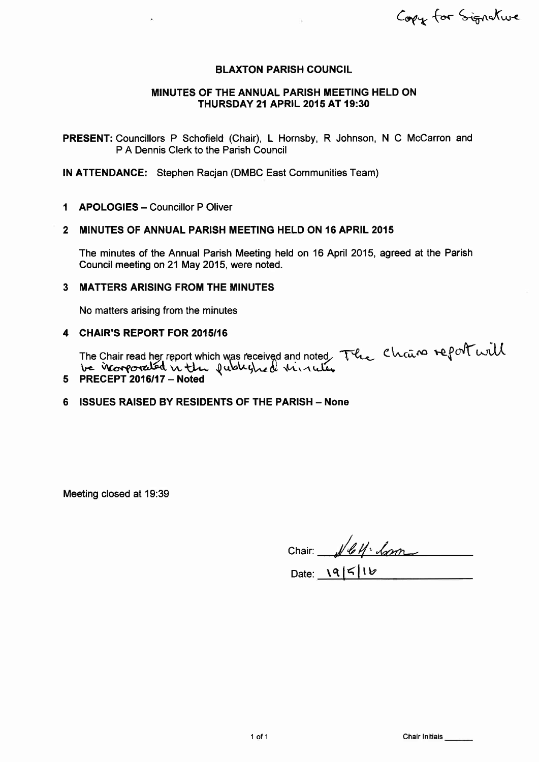Copy for Signature

# BLAXTON PARISH COUNCIL

## MINUTES OF THE ANNUAL PARISH MEETING HELD ON THURSDAY 21 APRIL 2015 AT 19:30

**PRESENT:** Councillors P Schofield (Chair), L Hornsby, R Johnson, N C McCarron and P A Dennis Clerk to the Parish Council

**IN ATTENDANCE:** Stephen Racjan (DMBC East Communities Team)

**1 APOLOGIES** – Councillor P Oliver

**2 MINUTES OF ANNUAL PARISH MEETING HELD ON 16 APRIL 2015**

The minutes of the Annual Parish Meeting held on 16 April 2015, agreed at the Parish Council meeting on 21 May 2015, were noted.

**3 MATTERS ARISING FROM THE MINUTES**

No matters arising from the minutes

**4 CHAIR'S REPORT FOR 2015/16**

The Chair read her report which was received and noted. The chairs report will be incorporated in the published minutes

**5 PRECEPT 2016/17 – Noted**

**6 ISSUES RAISED BY RESIDENTS OF THE PARISH – None**

Meeting closed at 19:39

Chair: N C McCarron

Date: 19/5/16

Chair Initials _______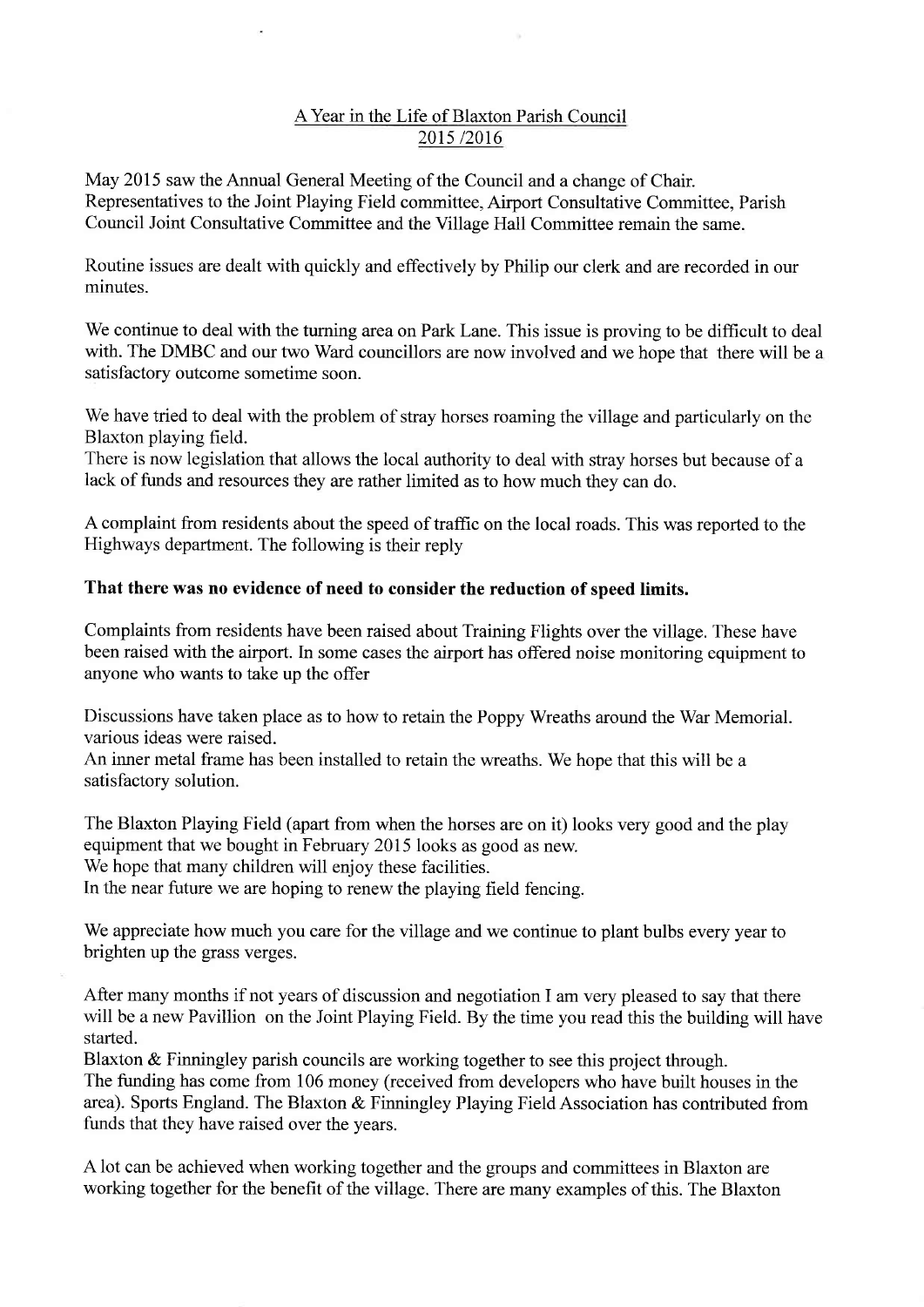A Year in the Life of Blaxton Parish Council
2015 /2016

May 2015 saw the Annual General Meeting of the Council and a change of Chair. Representatives to the Joint Playing Field committee, Airport Consultative Committee, Parish Council Joint Consultative Committee and the Village Hall Committee remain the same.

Routine issues are dealt with quickly and effectively by Philip our clerk and are recorded in our minutes.

We continue to deal with the turning area on Park Lane. This issue is proving to be difficult to deal with. The DMBC and our two Ward councillors are now involved and we hope that there will be a satisfactory outcome sometime soon.

We have tried to deal with the problem of stray horses roaming the village and particularly on the Blaxton playing field.
There is now legislation that allows the local authority to deal with stray horses but because of a lack of funds and resources they are rather limited as to how much they can do.

A complaint from residents about the speed of traffic on the local roads. This was reported to the Highways department. The following is their reply

**That there was no evidence of need to consider the reduction of speed limits.**

Complaints from residents have been raised about Training Flights over the village. These have been raised with the airport. In some cases the airport has offered noise monitoring equipment to anyone who wants to take up the offer

Discussions have taken place as to how to retain the Poppy Wreaths around the War Memorial. various ideas were raised.
An inner metal frame has been installed to retain the wreaths. We hope that this will be a satisfactory solution.

The Blaxton Playing Field (apart from when the horses are on it) looks very good and the play equipment that we bought in February 2015 looks as good as new.
We hope that many children will enjoy these facilities.
In the near future we are hoping to renew the playing field fencing.

We appreciate how much you care for the village and we continue to plant bulbs every year to brighten up the grass verges.

After many months if not years of discussion and negotiation I am very pleased to say that there will be a new Pavillion on the Joint Playing Field. By the time you read this the building will have started.
Blaxton & Finningley parish councils are working together to see this project through.
The funding has come from 106 money (received from developers who have built houses in the area). Sports England. The Blaxton & Finningley Playing Field Association has contributed from funds that they have raised over the years.

A lot can be achieved when working together and the groups and committees in Blaxton are working together for the benefit of the village. There are many examples of this. The Blaxton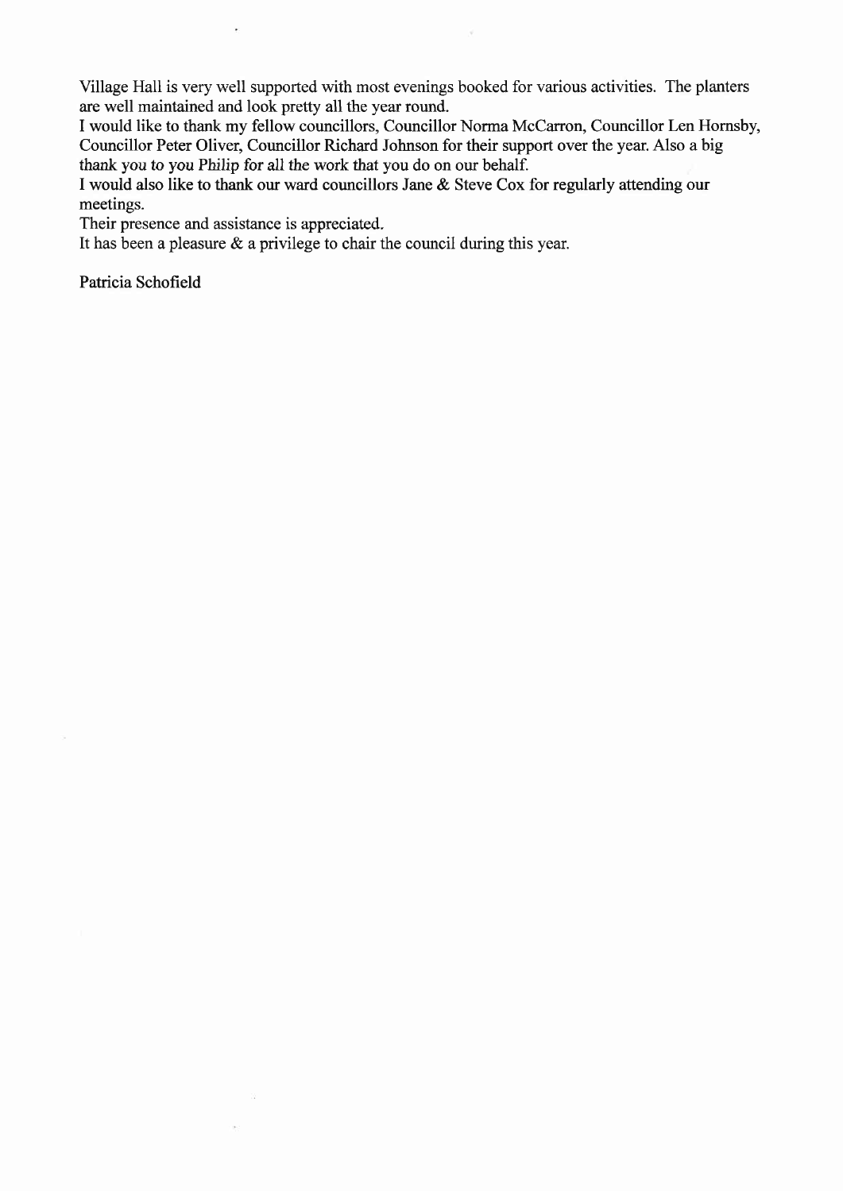Village Hall is very well supported with most evenings booked for various activities. The planters are well maintained and look pretty all the year round.

I would like to thank my fellow councillors, Councillor Norma McCarron, Councillor Len Hornsby, Councillor Peter Oliver, Councillor Richard Johnson for their support over the year. Also a big thank you to you Philip for all the work that you do on our behalf.

I would also like to thank our ward councillors Jane & Steve Cox for regularly attending our meetings.

Their presence and assistance is appreciated.

It has been a pleasure & a privilege to chair the council during this year.

Patricia Schofield